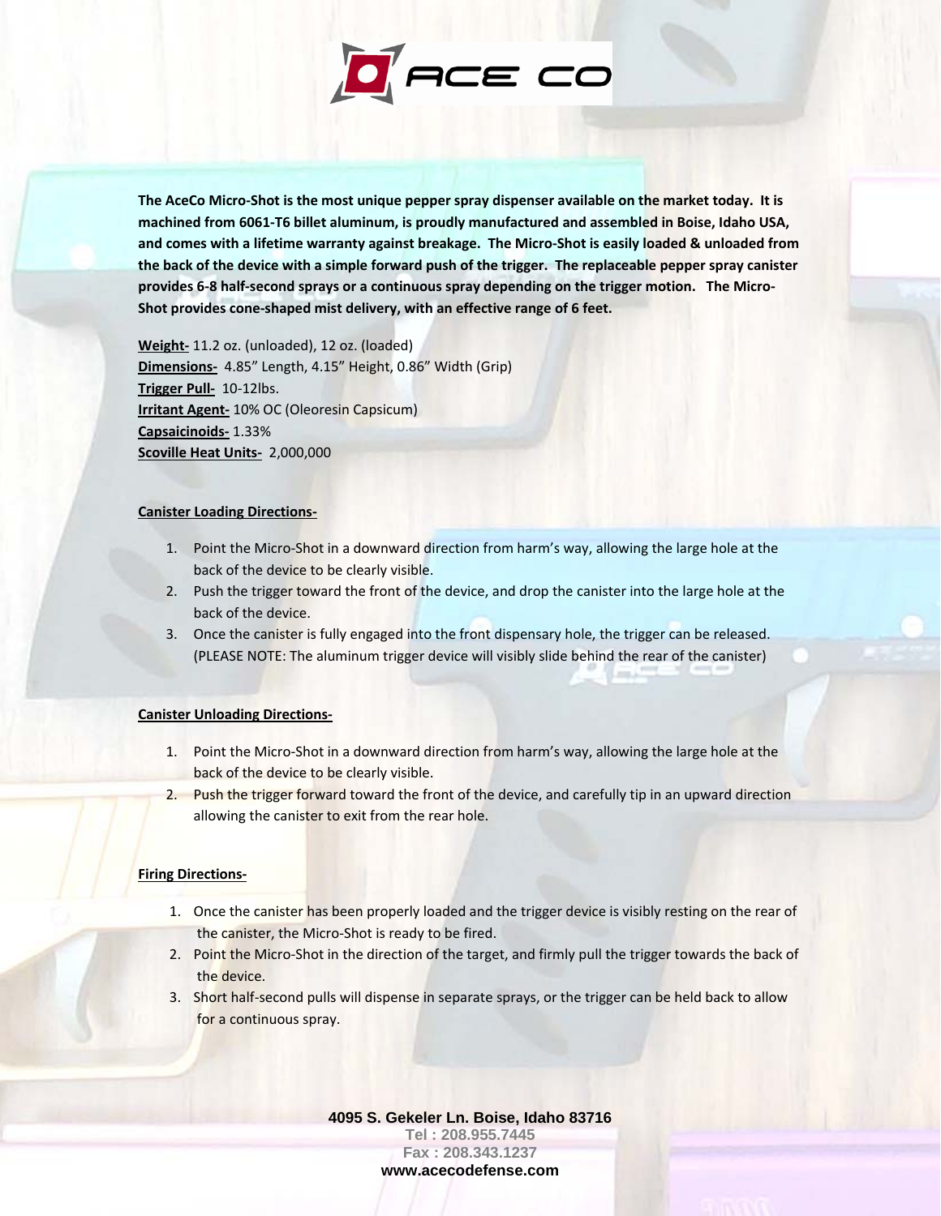# ACE CO

**The AceCo Micro-Shot is the most unique pepper spray dispenser available on the market today. It is machined from 6061-T6 billet aluminum, is proudly manufactured and assembled in Boise, Idaho USA, and comes with a lifetime warranty against breakage. The Micro-Shot is easily loaded & unloaded from the back of the device with a simple forward push of the trigger. The replaceable pepper spray canister provides 6-8 half-second sprays or a continuous spray depending on the trigger motion. The Micro-Shot provides cone-shaped mist delivery, with an effective range of 6 feet.**

**Weight-** 11.2 oz. (unloaded), 12 oz. (loaded)
**Dimensions-** 4.85" Length, 4.15" Height, 0.86" Width (Grip)
**Trigger Pull-** 10-12lbs.
**Irritant Agent-** 10% OC (Oleoresin Capsicum)
**Capsaicinoids-** 1.33%
**Scoville Heat Units-** 2,000,000

**Canister Loading Directions-**

1. Point the Micro-Shot in a downward direction from harm's way, allowing the large hole at the back of the device to be clearly visible.
2. Push the trigger toward the front of the device, and drop the canister into the large hole at the back of the device.
3. Once the canister is fully engaged into the front dispensary hole, the trigger can be released. (PLEASE NOTE: The aluminum trigger device will visibly slide behind the rear of the canister)

**Canister Unloading Directions-**

1. Point the Micro-Shot in a downward direction from harm's way, allowing the large hole at the back of the device to be clearly visible.
2. Push the trigger forward toward the front of the device, and carefully tip in an upward direction allowing the canister to exit from the rear hole.

**Firing Directions-**

1. Once the canister has been properly loaded and the trigger device is visibly resting on the rear of the canister, the Micro-Shot is ready to be fired.
2. Point the Micro-Shot in the direction of the target, and firmly pull the trigger towards the back of the device.
3. Short half-second pulls will dispense in separate sprays, or the trigger can be held back to allow for a continuous spray.

**4095 S. Gekeler Ln. Boise, Idaho 83716**
**Tel : 208.955.7445**
**Fax : 208.343.1237**
**www.acecodefense.com**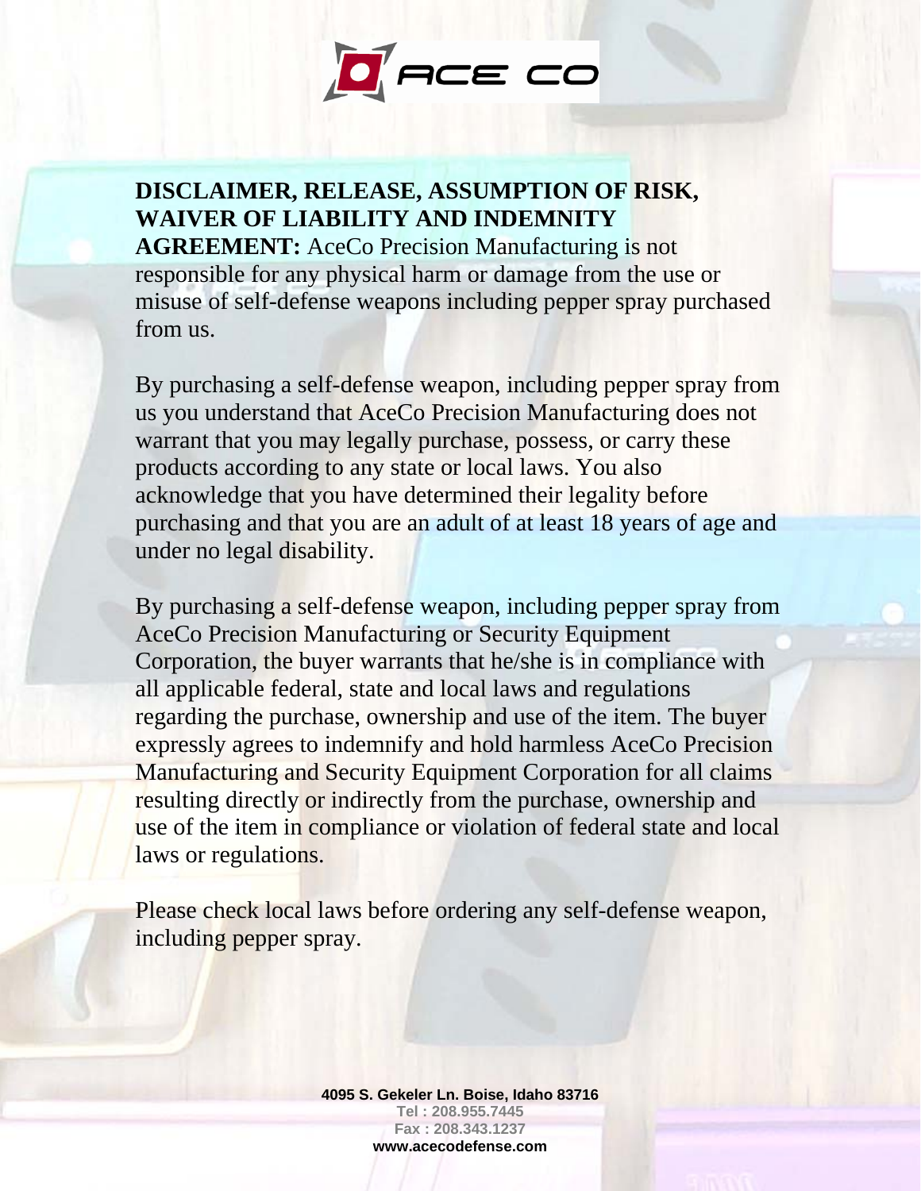ACE CO

**DISCLAIMER, RELEASE, ASSUMPTION OF RISK, WAIVER OF LIABILITY AND INDEMNITY AGREEMENT:** AceCo Precision Manufacturing is not responsible for any physical harm or damage from the use or misuse of self-defense weapons including pepper spray purchased from us.

By purchasing a self-defense weapon, including pepper spray from us you understand that AceCo Precision Manufacturing does not warrant that you may legally purchase, possess, or carry these products according to any state or local laws. You also acknowledge that you have determined their legality before purchasing and that you are an adult of at least 18 years of age and under no legal disability.

By purchasing a self-defense weapon, including pepper spray from AceCo Precision Manufacturing or Security Equipment Corporation, the buyer warrants that he/she is in compliance with all applicable federal, state and local laws and regulations regarding the purchase, ownership and use of the item. The buyer expressly agrees to indemnify and hold harmless AceCo Precision Manufacturing and Security Equipment Corporation for all claims resulting directly or indirectly from the purchase, ownership and use of the item in compliance or violation of federal state and local laws or regulations.

Please check local laws before ordering any self-defense weapon, including pepper spray.

**4095 S. Gekeler Ln. Boise, Idaho 83716**
**Tel : 208.955.7445**
**Fax : 208.343.1237**
**www.acecodefense.com**